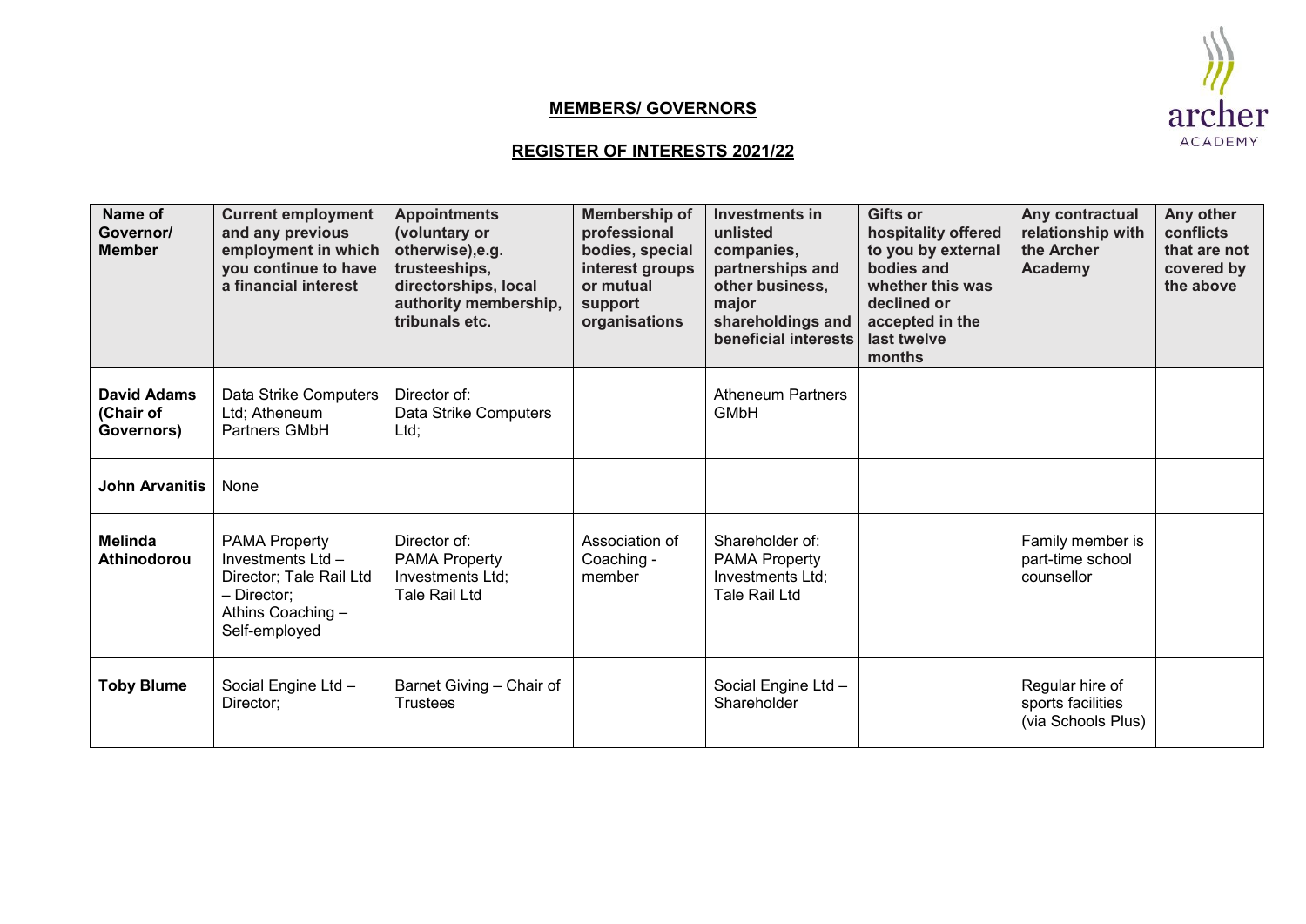## MEMBERS/ GOVERNORS

## REGISTER OF INTERESTS 2021/22

| Name of Governor/ Member | Current employment and any previous employment in which you continue to have a financial interest | Appointments (voluntary or otherwise),e.g. trusteeships, directorships, local authority membership, tribunals etc. | Membership of professional bodies, special interest groups or mutual support organisations | Investments in unlisted companies, partnerships and other business, major shareholdings and beneficial interests | Gifts or hospitality offered to you by external bodies and whether this was declined or accepted in the last twelve months | Any contractual relationship with the Archer Academy | Any other conflicts that are not covered by the above |
|---|---|---|---|---|---|---|---|
| **David Adams (Chair of Governors)** | Data Strike Computers Ltd; Atheneum Partners GMbH | Director of: Data Strike Computers Ltd; | | Atheneum Partners GMbH | | | |
| **John Arvanitis** | None | | | | | | |
| **Melinda Athinodorou** | PAMA Property Investments Ltd – Director; Tale Rail Ltd – Director; Athins Coaching – Self-employed | Director of: PAMA Property Investments Ltd; Tale Rail Ltd | Association of Coaching - member | Shareholder of: PAMA Property Investments Ltd; Tale Rail Ltd | | Family member is part-time school counsellor | |
| **Toby Blume** | Social Engine Ltd – Director; | Barnet Giving – Chair of Trustees | | Social Engine Ltd – Shareholder | | Regular hire of sports facilities (via Schools Plus) | |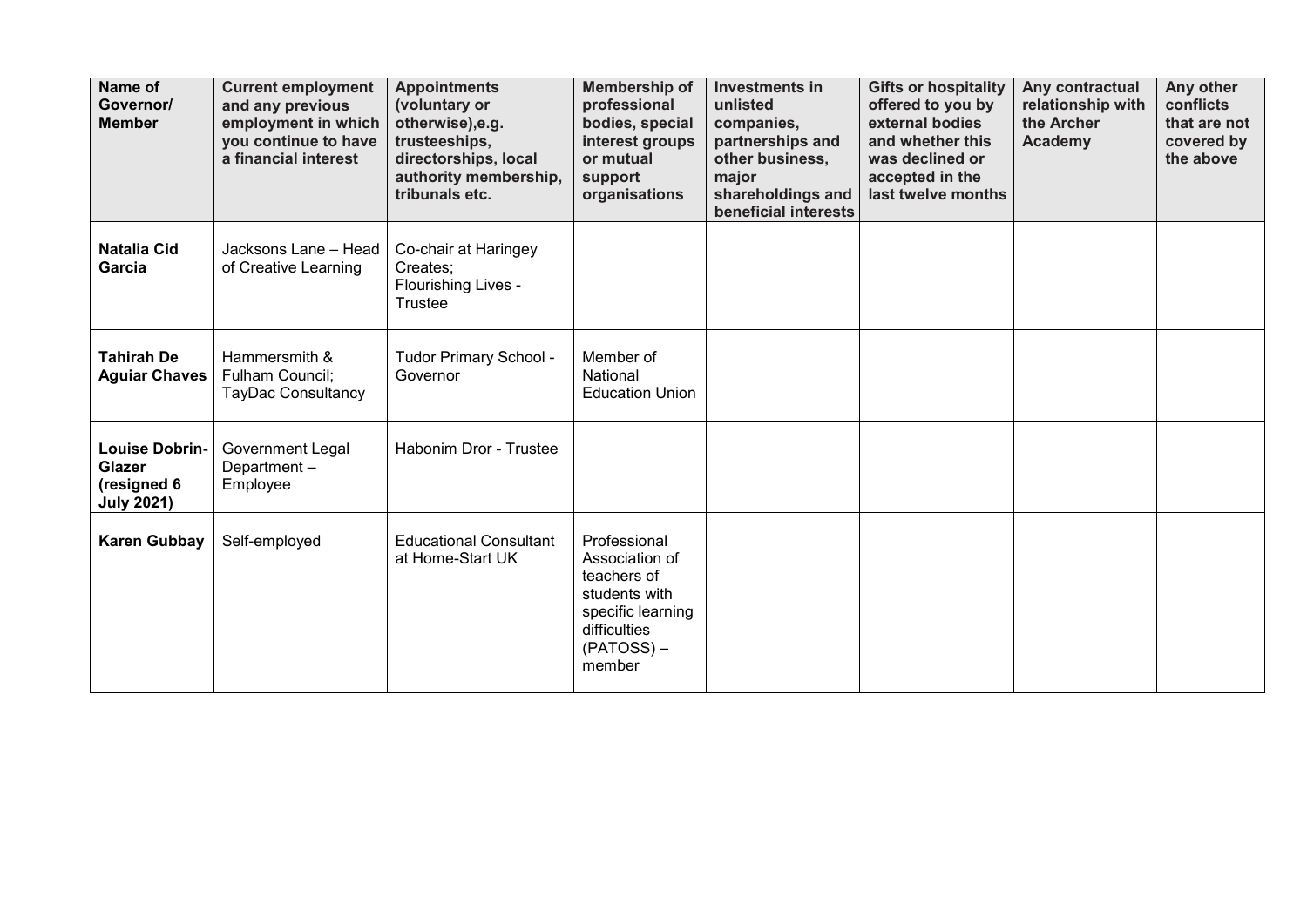| Name of Governor/ Member | Current employment and any previous employment in which you continue to have a financial interest | Appointments (voluntary or otherwise),e.g. trusteeships, directorships, local authority membership, tribunals etc. | Membership of professional bodies, special interest groups or mutual support organisations | Investments in unlisted companies, partnerships and other business, major shareholdings and beneficial interests | Gifts or hospitality offered to you by external bodies and whether this was declined or accepted in the last twelve months | Any contractual relationship with the Archer Academy | Any other conflicts that are not covered by the above |
|---|---|---|---|---|---|---|---|
| **Natalia Cid Garcia** | Jacksons Lane – Head of Creative Learning | Co-chair at Haringey Creates; Flourishing Lives - Trustee | | | | | |
| **Tahirah De Aguiar Chaves** | Hammersmith & Fulham Council; TayDac Consultancy | Tudor Primary School - Governor | Member of National Education Union | | | | |
| **Louise Dobrin-Glazer (resigned 6 July 2021)** | Government Legal Department – Employee | Habonim Dror - Trustee | | | | | |
| **Karen Gubbay** | Self-employed | Educational Consultant at Home-Start UK | Professional Association of teachers of students with specific learning difficulties (PATOSS) – member | | | | |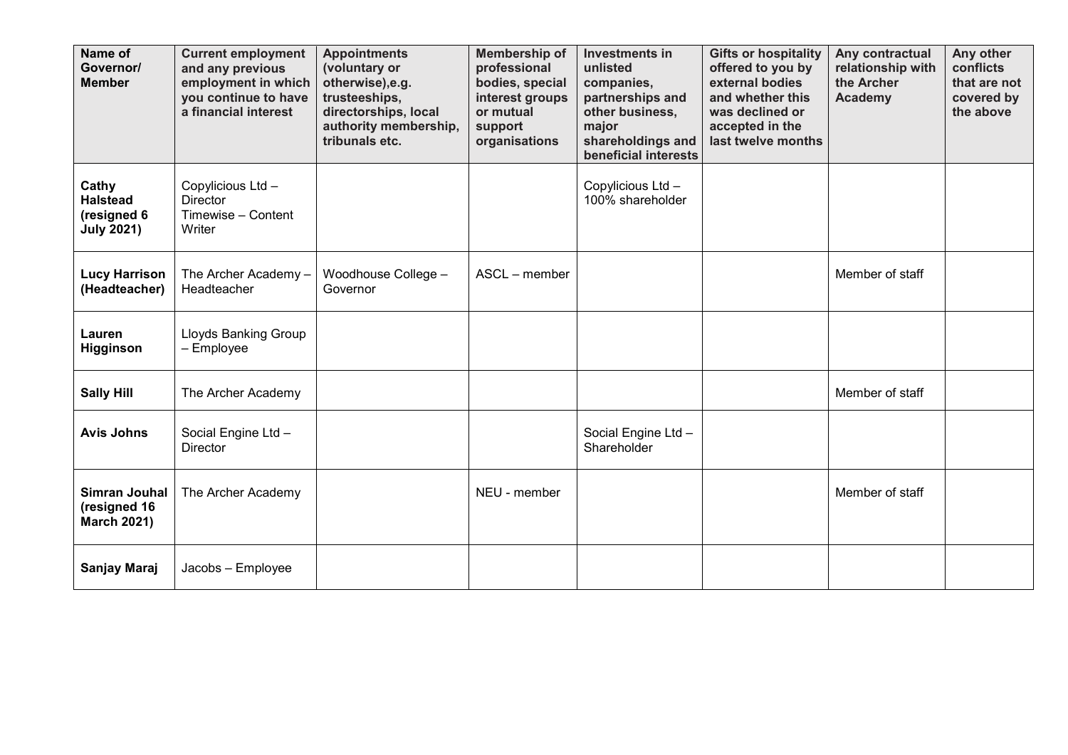| Name of Governor/ Member | Current employment and any previous employment in which you continue to have a financial interest | Appointments (voluntary or otherwise),e.g. trusteeships, directorships, local authority membership, tribunals etc. | Membership of professional bodies, special interest groups or mutual support organisations | Investments in unlisted companies, partnerships and other business, major shareholdings and beneficial interests | Gifts or hospitality offered to you by external bodies and whether this was declined or accepted in the last twelve months | Any contractual relationship with the Archer Academy | Any other conflicts that are not covered by the above |
|---|---|---|---|---|---|---|---|
| **Cathy Halstead (resigned 6 July 2021)** | Copylicious Ltd – Director<br>Timewise – Content Writer | | | Copylicious Ltd – 100% shareholder | | | |
| **Lucy Harrison (Headteacher)** | The Archer Academy – Headteacher | Woodhouse College – Governor | ASCL – member | | | Member of staff | |
| **Lauren Higginson** | Lloyds Banking Group – Employee | | | | | | |
| **Sally Hill** | The Archer Academy | | | | | Member of staff | |
| **Avis Johns** | Social Engine Ltd – Director | | | Social Engine Ltd – Shareholder | | | |
| **Simran Jouhal (resigned 16 March 2021)** | The Archer Academy | | NEU - member | | | Member of staff | |
| **Sanjay Maraj** | Jacobs – Employee | | | | | | |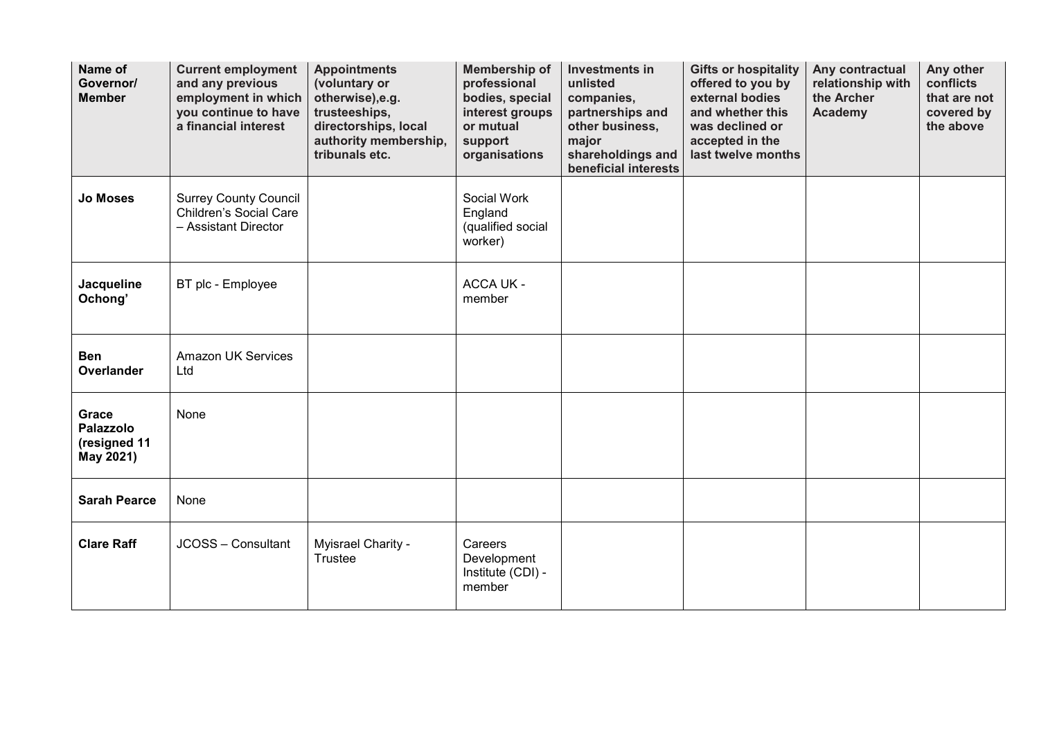| Name of Governor/ Member | Current employment and any previous employment in which you continue to have a financial interest | Appointments (voluntary or otherwise),e.g. trusteeships, directorships, local authority membership, tribunals etc. | Membership of professional bodies, special interest groups or mutual support organisations | Investments in unlisted companies, partnerships and other business, major shareholdings and beneficial interests | Gifts or hospitality offered to you by external bodies and whether this was declined or accepted in the last twelve months | Any contractual relationship with the Archer Academy | Any other conflicts that are not covered by the above |
|---|---|---|---|---|---|---|---|
| **Jo Moses** | Surrey County Council Children's Social Care – Assistant Director | | Social Work England (qualified social worker) | | | | |
| **Jacqueline Ochong'** | BT plc - Employee | | ACCA UK - member | | | | |
| **Ben Overlander** | Amazon UK Services Ltd | | | | | | |
| **Grace Palazzolo (resigned 11 May 2021)** | None | | | | | | |
| **Sarah Pearce** | None | | | | | | |
| **Clare Raff** | JCOSS – Consultant | Myisrael Charity - Trustee | Careers Development Institute (CDI) - member | | | | |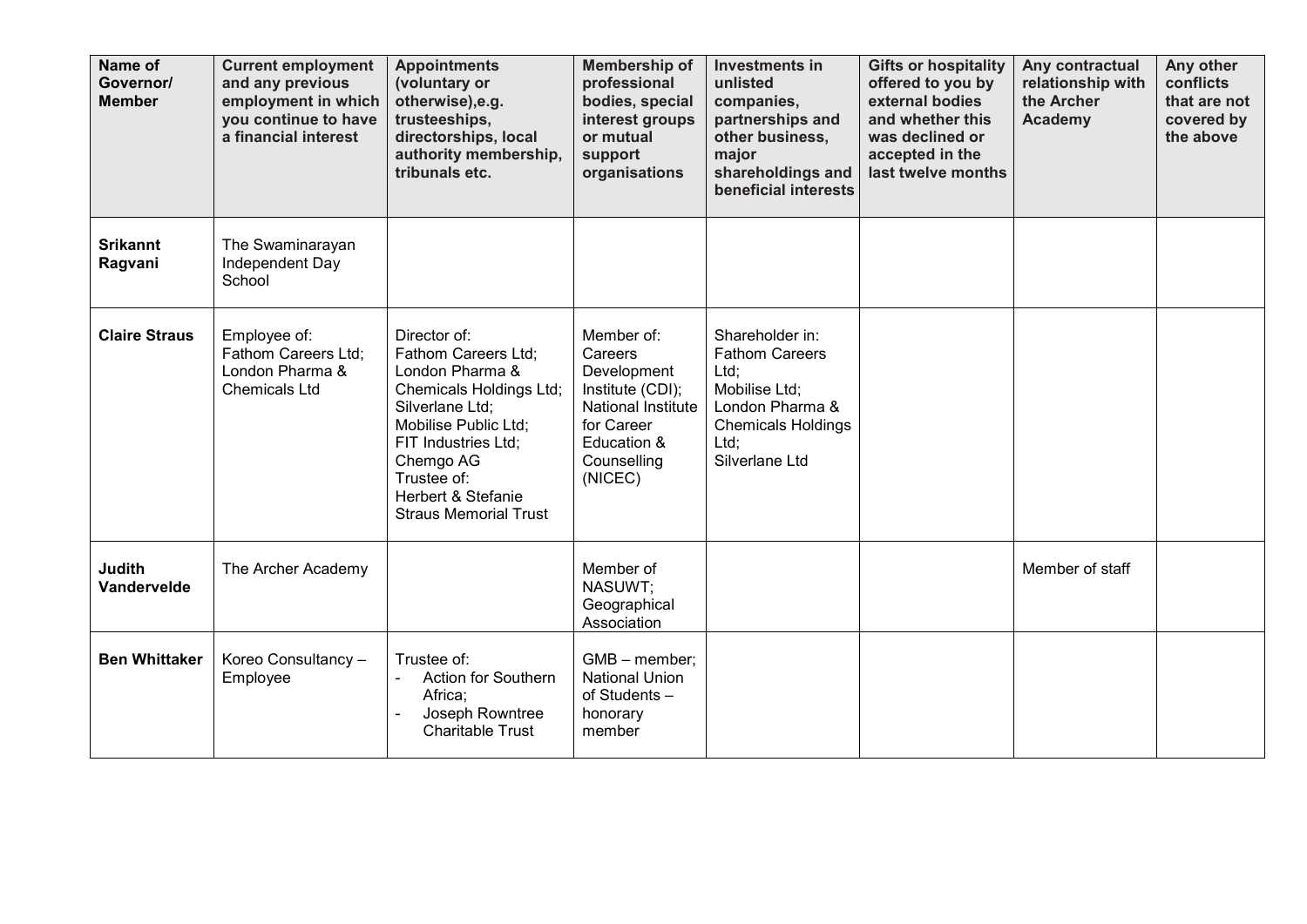| Name of Governor/ Member | Current employment and any previous employment in which you continue to have a financial interest | Appointments (voluntary or otherwise),e.g. trusteeships, directorships, local authority membership, tribunals etc. | Membership of professional bodies, special interest groups or mutual support organisations | Investments in unlisted companies, partnerships and other business, major shareholdings and beneficial interests | Gifts or hospitality offered to you by external bodies and whether this was declined or accepted in the last twelve months | Any contractual relationship with the Archer Academy | Any other conflicts that are not covered by the above |
|---|---|---|---|---|---|---|---|
| **Srikannt Ragvani** | The Swaminarayan Independent Day School | | | | | | |
| **Claire Straus** | Employee of: Fathom Careers Ltd; London Pharma & Chemicals Ltd | Director of: Fathom Careers Ltd; London Pharma & Chemicals Holdings Ltd; Silverlane Ltd; Mobilise Public Ltd; FIT Industries Ltd; Chemgo AG Trustee of: Herbert & Stefanie Straus Memorial Trust | Member of: Careers Development Institute (CDI); National Institute for Career Education & Counselling (NICEC) | Shareholder in: Fathom Careers Ltd; Mobilise Ltd; London Pharma & Chemicals Holdings Ltd; Silverlane Ltd | | | |
| **Judith Vandervelde** | The Archer Academy | | Member of NASUWT; Geographical Association | | | Member of staff | |
| **Ben Whittaker** | Koreo Consultancy – Employee | Trustee of: - Action for Southern Africa; - Joseph Rowntree Charitable Trust | GMB – member; National Union of Students – honorary member | | | | |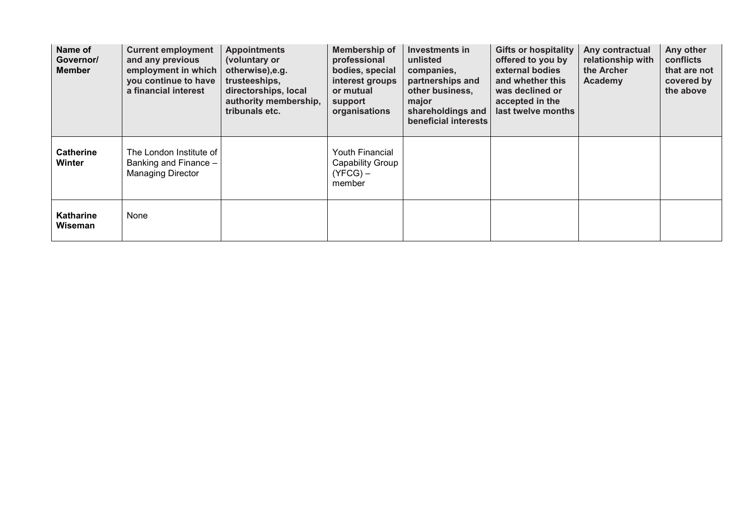| Name of Governor/ Member | Current employment and any previous employment in which you continue to have a financial interest | Appointments (voluntary or otherwise),e.g. trusteeships, directorships, local authority membership, tribunals etc. | Membership of professional bodies, special interest groups or mutual support organisations | Investments in unlisted companies, partnerships and other business, major shareholdings and beneficial interests | Gifts or hospitality offered to you by external bodies and whether this was declined or accepted in the last twelve months | Any contractual relationship with the Archer Academy | Any other conflicts that are not covered by the above |
|---|---|---|---|---|---|---|---|
| **Catherine Winter** | The London Institute of Banking and Finance – Managing Director | | Youth Financial Capability Group (YFCG) – member | | | | |
| **Katharine Wiseman** | None | | | | | | |